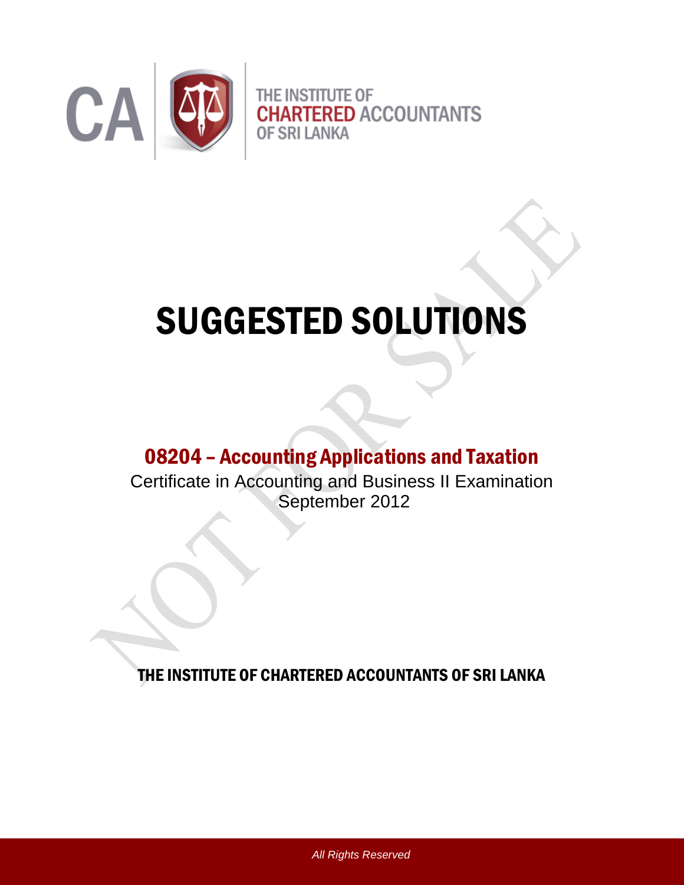CA

THE INSTITUTE OF
CHARTERED ACCOUNTANTS
OF SRI LANKA

# SUGGESTED SOLUTIONS

## 08204 – Accounting Applications and Taxation

Certificate in Accounting and Business II Examination
September 2012

## THE INSTITUTE OF CHARTERED ACCOUNTANTS OF SRI LANKA

*All Rights Reserved*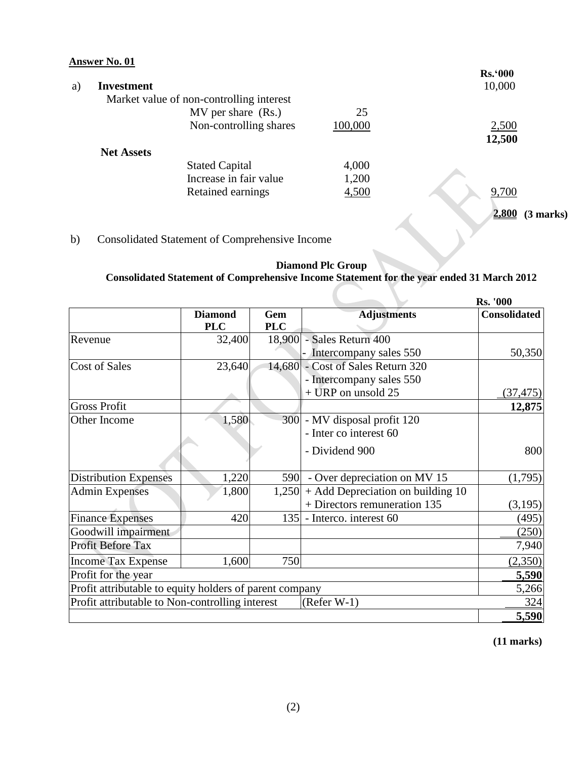**Answer No. 01**

a) **Investment**

| | | | Rs.'000 |
|---|---|---|---|
| **Investment** | | | 10,000 |
| Market value of non-controlling interest | | | |
| | MV per share (Rs.) | 25 | |
| | Non-controlling shares | 100,000 | 2,500 |
| | | | **12,500** |
| **Net Assets** | | | |
| | Stated Capital | 4,000 | |
| | Increase in fair value | 1,200 | |
| | Retained earnings | 4,500 | 9,700 |
| | | | **2,800** |

**(3 marks)**

b) Consolidated Statement of Comprehensive Income

**Diamond Plc Group**
**Consolidated Statement of Comprehensive Income Statement for the year ended 31 March 2012**

Rs. '000

| | Diamond PLC | Gem PLC | Adjustments | Consolidated |
|---|---|---|---|---|
| Revenue | 32,400 | 18,900 | - Sales Return 400<br>- Intercompany sales 550 | 50,350 |
| Cost of Sales | 23,640 | 14,680 | - Cost of Sales Return 320<br>- Intercompany sales 550<br>+ URP on unsold 25 | (37,475) |
| Gross Profit | | | | **12,875** |
| Other Income | 1,580 | 300 | - MV disposal profit 120<br>- Inter co interest 60<br>- Dividend 900 | 800 |
| Distribution Expenses | 1,220 | 590 | - Over depreciation on MV 15 | (1,795) |
| Admin Expenses | 1,800 | 1,250 | + Add Depreciation on building 10<br>+ Directors remuneration 135 | (3,195) |
| Finance Expenses | 420 | 135 | - Interco. interest 60 | (495) |
| Goodwill impairment | | | | (250) |
| Profit Before Tax | | | | 7,940 |
| Income Tax Expense | 1,600 | 750 | | (2,350) |
| Profit for the year | | | | **5,590** |
| Profit attributable to equity holders of parent company | | | | 5,266 |
| Profit attributable to Non-controlling interest | | | (Refer W-1) | 324 |
| | | | | **5,590** |

**(11 marks)**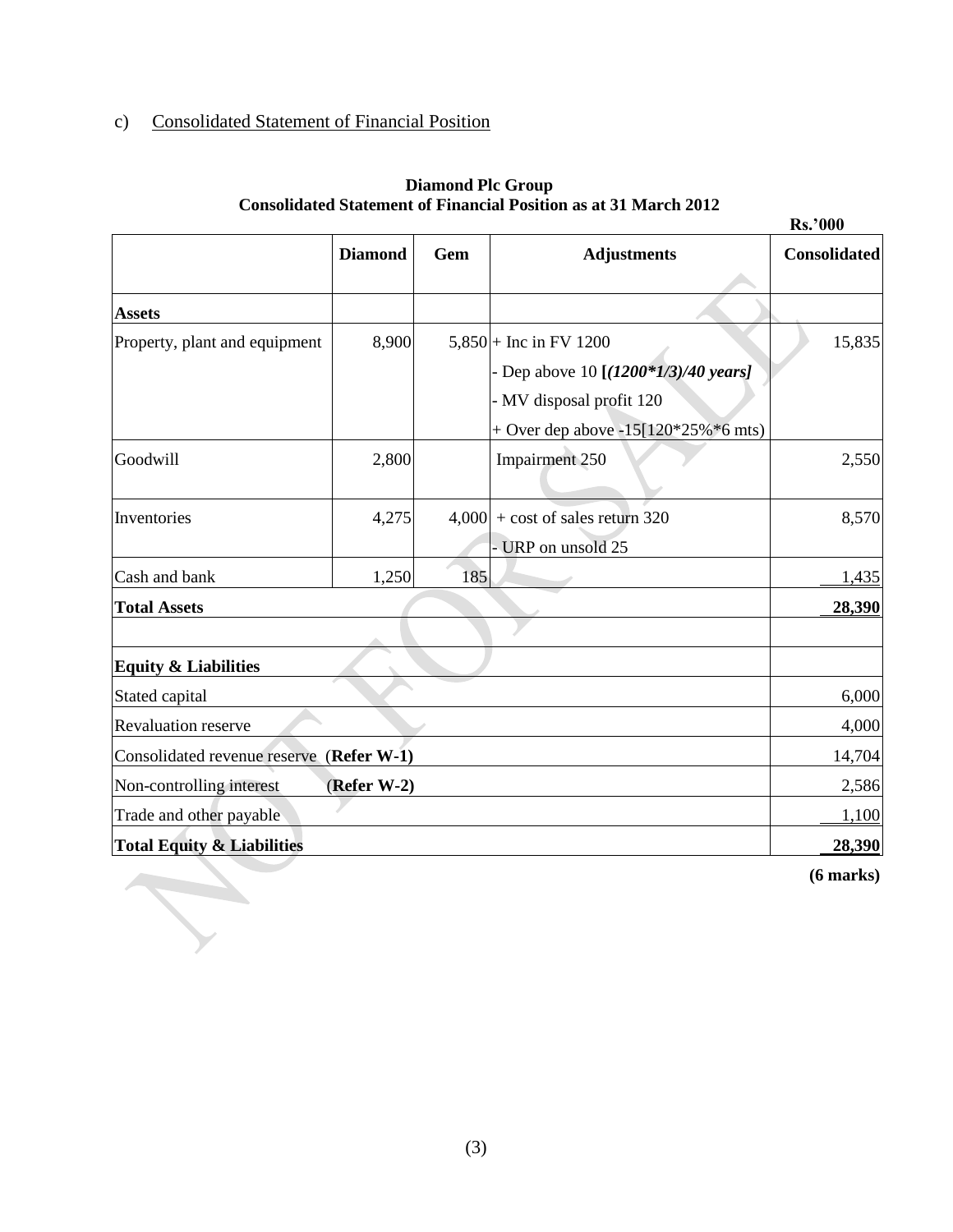c) Consolidated Statement of Financial Position

**Diamond Plc Group**
**Consolidated Statement of Financial Position as at 31 March 2012**

**Rs.'000**

| | **Diamond** | **Gem** | **Adjustments** | **Consolidated** |
|---|---|---|---|---|
| **Assets** | | | | |
| Property, plant and equipment | 8,900 | 5,850 | + Inc in FV 1200<br>- Dep above 10 ***[(1200*1/3)/40 years]***<br>- MV disposal profit 120<br>+ Over dep above -15[120*25%*6 mts) | 15,835 |
| Goodwill | 2,800 | | Impairment 250 | 2,550 |
| Inventories | 4,275 | 4,000 | + cost of sales return 320<br>- URP on unsold 25 | 8,570 |
| Cash and bank | 1,250 | 185 | | 1,435 |
| **Total Assets** | | | | **28,390** |
| | | | | |
| **Equity & Liabilities** | | | | |
| Stated capital | | | | 6,000 |
| Revaluation reserve | | | | 4,000 |
| Consolidated revenue reserve (**Refer W-1**) | | | | 14,704 |
| Non-controlling interest (**Refer W-2**) | | | | 2,586 |
| Trade and other payable | | | | 1,100 |
| **Total Equity & Liabilities** | | | | **28,390** |

**(6 marks)**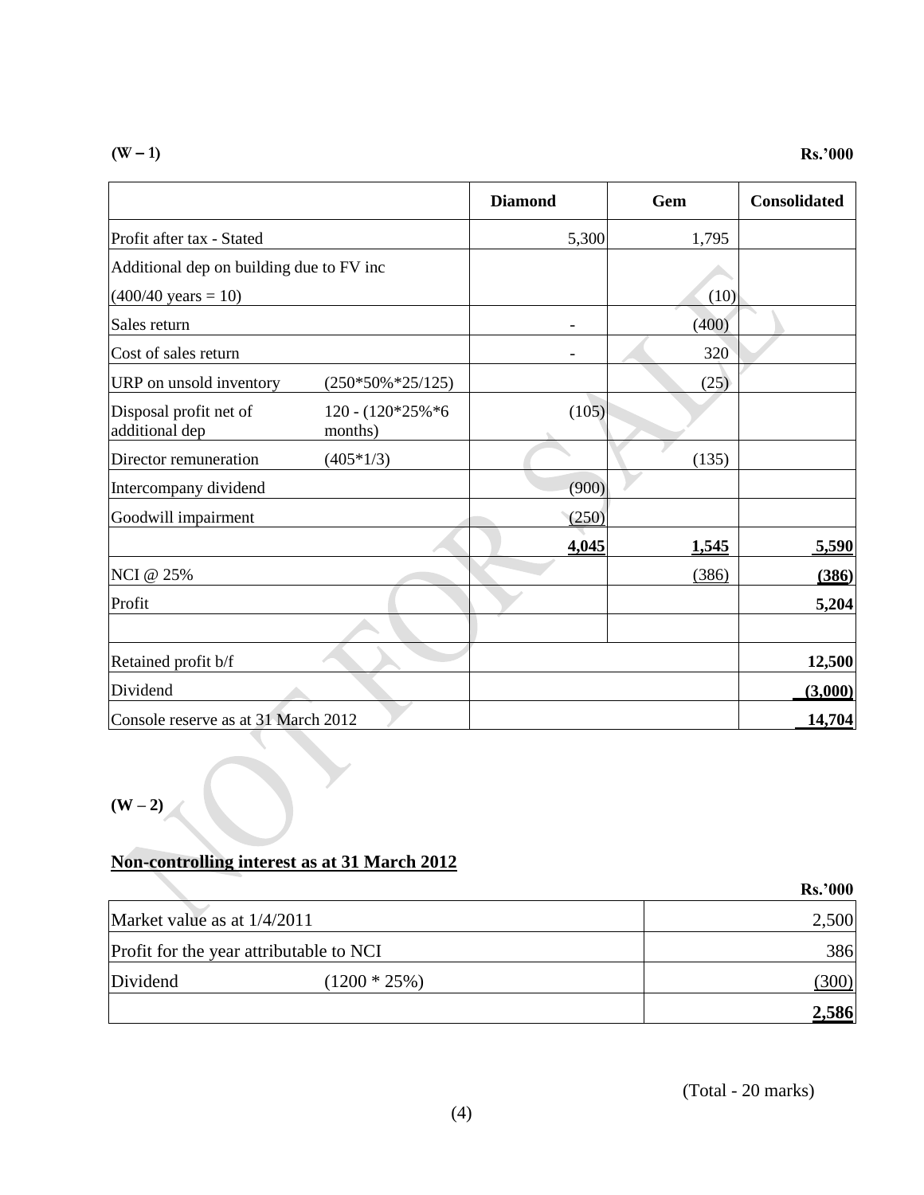**(W – 1)** **Rs.'000**

| | | Diamond | Gem | Consolidated |
|---|---|---|---|---|
| Profit after tax - Stated | | 5,300 | 1,795 | |
| Additional dep on building due to FV inc | | | | |
| (400/40 years = 10) | | | (10) | |
| Sales return | | - | (400) | |
| Cost of sales return | | - | 320 | |
| URP on unsold inventory | (250*50%*25/125) | | (25) | |
| Disposal profit net of additional dep | 120 - (120*25%*6 months) | (105) | | |
| Director remuneration | (405*1/3) | | (135) | |
| Intercompany dividend | | (900) | | |
| Goodwill impairment | | (250) | | |
| | | **4,045** | **1,545** | **5,590** |
| NCI @ 25% | | | (386) | **(386)** |
| Profit | | | | **5,204** |
| | | | | |
| Retained profit b/f | | | | **12,500** |
| Dividend | | | | **(3,000)** |
| Console reserve as at 31 March 2012 | | | | **14,704** |

**(W – 2)**

**Non-controlling interest as at 31 March 2012**

**Rs.'000**

| | | |
|---|---|---|
| Market value as at 1/4/2011 | | 2,500 |
| Profit for the year attributable to NCI | | 386 |
| Dividend | (1200 * 25%) | (300) |
| | | **2,586** |

(Total - 20 marks)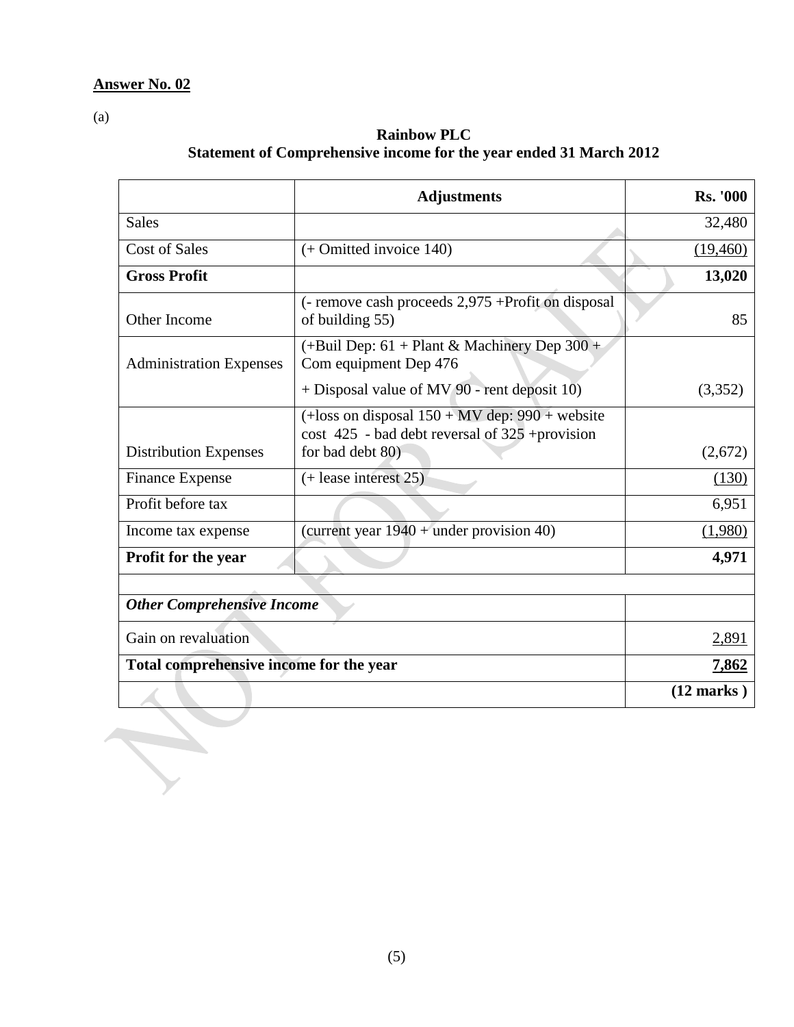**Answer No. 02**

(a)

**Rainbow PLC**
**Statement of Comprehensive income for the year ended 31 March 2012**

| | **Adjustments** | **Rs. '000** |
|---|---|---|
| Sales | | 32,480 |
| Cost of Sales | (+ Omitted invoice 140) | (19,460) |
| **Gross Profit** | | **13,020** |
| Other Income | (- remove cash proceeds 2,975 +Profit on disposal of building 55) | 85 |
| Administration Expenses | (+Buil Dep: 61 + Plant & Machinery Dep 300 + Com equipment Dep 476 + Disposal value of MV 90 - rent deposit 10) | (3,352) |
| Distribution Expenses | (+loss on disposal 150 + MV dep: 990 + website cost 425 - bad debt reversal of 325 +provision for bad debt 80) | (2,672) |
| Finance Expense | (+ lease interest 25) | (130) |
| Profit before tax | | 6,951 |
| Income tax expense | (current year 1940 + under provision 40) | (1,980) |
| **Profit for the year** | | **4,971** |
| | | |
| ***Other Comprehensive Income*** | | |
| Gain on revaluation | | 2,891 |
| **Total comprehensive income for the year** | | **7,862** |
| | | **(12 marks )** |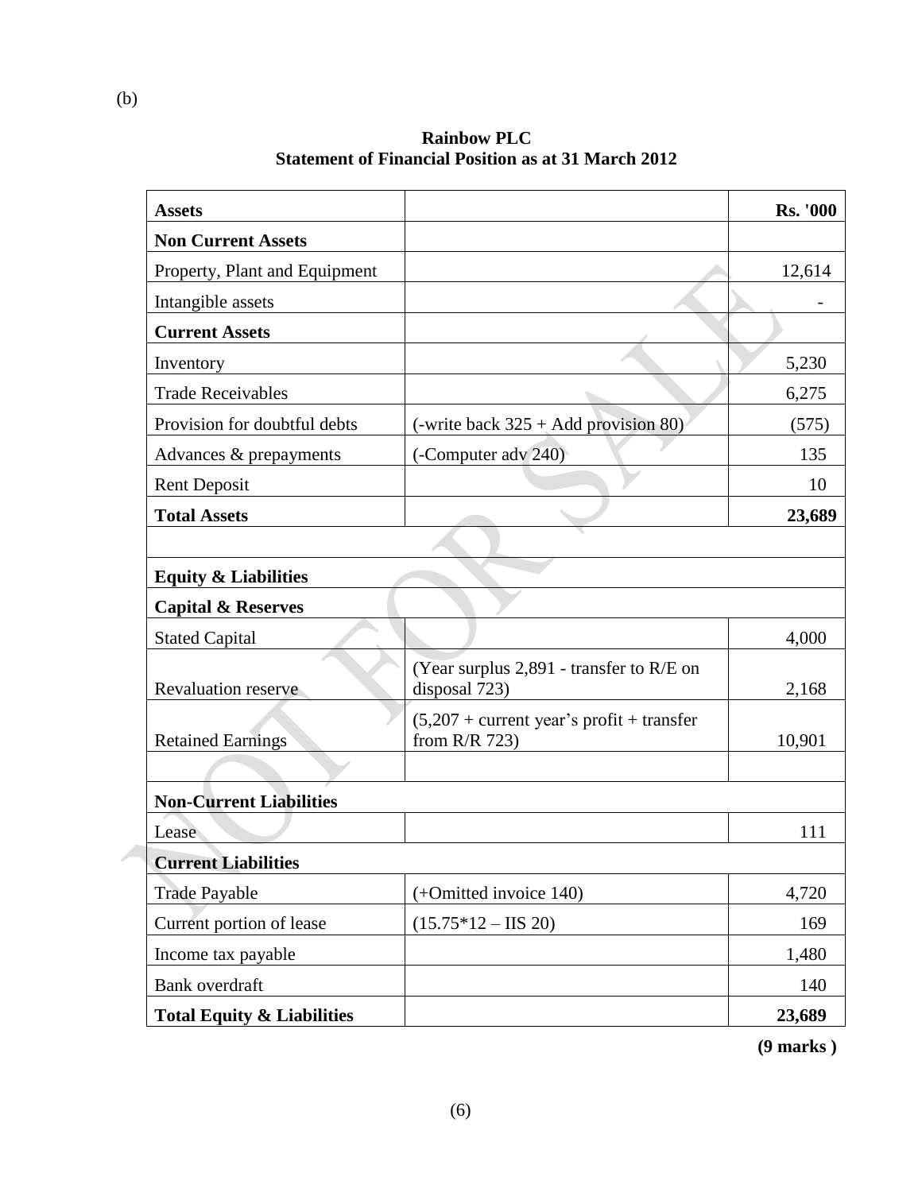(b)

**Rainbow PLC**
**Statement of Financial Position as at 31 March 2012**

| **Assets** | | **Rs. '000** |
|---|---|---|
| **Non Current Assets** | | |
| Property, Plant and Equipment | | 12,614 |
| Intangible assets | | - |
| **Current Assets** | | |
| Inventory | | 5,230 |
| Trade Receivables | | 6,275 |
| Provision for doubtful debts | (-write back 325 + Add provision 80) | (575) |
| Advances & prepayments | (-Computer adv 240) | 135 |
| Rent Deposit | | 10 |
| **Total Assets** | | **23,689** |
| | | |
| **Equity & Liabilities** | | |
| **Capital & Reserves** | | |
| Stated Capital | | 4,000 |
| Revaluation reserve | (Year surplus 2,891 - transfer to R/E on disposal 723) | 2,168 |
| Retained Earnings | (5,207 + current year's profit + transfer from R/R 723) | 10,901 |
| | | |
| **Non-Current Liabilities** | | |
| Lease | | 111 |
| **Current Liabilities** | | |
| Trade Payable | (+Omitted invoice 140) | 4,720 |
| Current portion of lease | (15.75*12 – IIS 20) | 169 |
| Income tax payable | | 1,480 |
| Bank overdraft | | 140 |
| **Total Equity & Liabilities** | | **23,689** |

**(9 marks )**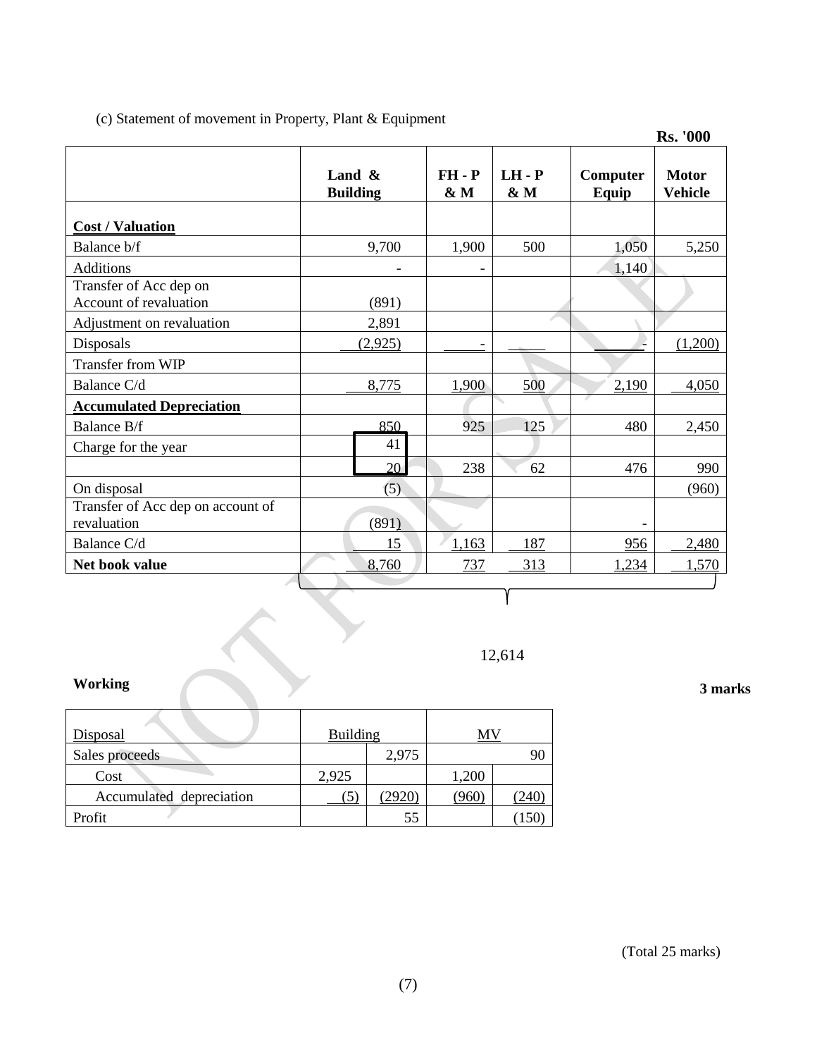(c) Statement of movement in Property, Plant & Equipment

**Rs. '000**

| | Land & Building | FH - P & M | LH - P & M | Computer Equip | Motor Vehicle |
|---|---|---|---|---|---|
| **Cost / Valuation** | | | | | |
| Balance b/f | 9,700 | 1,900 | 500 | 1,050 | 5,250 |
| Additions | - | - | | 1,140 | |
| Transfer of Acc dep on Account of revaluation | (891) | | | | |
| Adjustment on revaluation | 2,891 | | | | |
| Disposals | (2,925) | - | | - | (1,200) |
| Transfer from WIP | | | | | |
| Balance C/d | 8,775 | 1,900 | 500 | 2,190 | 4,050 |
| **Accumulated Depreciation** | | | | | |
| Balance B/f | 850 | 925 | 125 | 480 | 2,450 |
| Charge for the year | 41 | | | | |
| | 20 | 238 | 62 | 476 | 990 |
| On disposal | (5) | | | | (960) |
| Transfer of Acc dep on account of revaluation | (891) | | | - | |
| Balance C/d | 15 | 1,163 | 187 | 956 | 2,480 |
| **Net book value** | 8,760 | 737 | 313 | 1,234 | 1,570 |

12,614

**Working** **3 marks**

| Disposal | Building | | MV | |
|---|---|---|---|---|
| Sales proceeds | | 2,975 | | 90 |
| Cost | 2,925 | | 1,200 | |
| Accumulated depreciation | (5) | (2920) | (960) | (240) |
| Profit | | 55 | | (150) |

(Total 25 marks)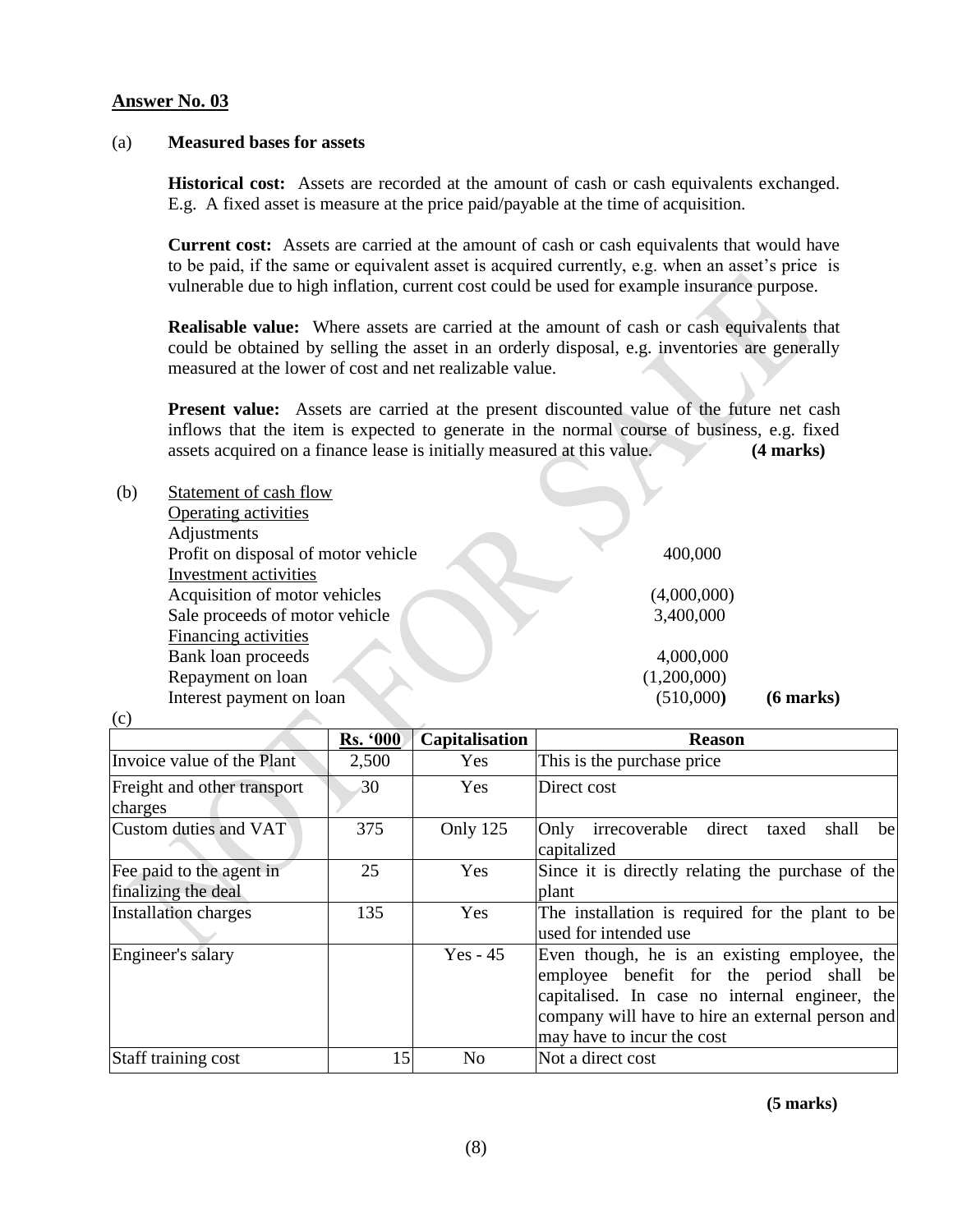**Answer No. 03**

(a) **Measured bases for assets**

**Historical cost:** Assets are recorded at the amount of cash or cash equivalents exchanged. E.g. A fixed asset is measure at the price paid/payable at the time of acquisition.

**Current cost:** Assets are carried at the amount of cash or cash equivalents that would have to be paid, if the same or equivalent asset is acquired currently, e.g. when an asset's price is vulnerable due to high inflation, current cost could be used for example insurance purpose.

**Realisable value:** Where assets are carried at the amount of cash or cash equivalents that could be obtained by selling the asset in an orderly disposal, e.g. inventories are generally measured at the lower of cost and net realizable value.

**Present value:** Assets are carried at the present discounted value of the future net cash inflows that the item is expected to generate in the normal course of business, e.g. fixed assets acquired on a finance lease is initially measured at this value. **(4 marks)**

(b) Statement of cash flow

| | | |
|---|---|---|
| Operating activities | | |
| Adjustments | | |
| Profit on disposal of motor vehicle | 400,000 | |
| Investment activities | | |
| Acquisition of motor vehicles | (4,000,000) | |
| Sale proceeds of motor vehicle | 3,400,000 | |
| Financing activities | | |
| Bank loan proceeds | 4,000,000 | |
| Repayment on loan | (1,200,000) | |
| Interest payment on loan | (510,000) | **(6 marks)** |

(c)

| | Rs. '000 | Capitalisation | Reason |
|---|---|---|---|
| Invoice value of the Plant | 2,500 | Yes | This is the purchase price |
| Freight and other transport charges | 30 | Yes | Direct cost |
| Custom duties and VAT | 375 | Only 125 | Only irrecoverable direct taxed shall be capitalized |
| Fee paid to the agent in finalizing the deal | 25 | Yes | Since it is directly relating the purchase of the plant |
| Installation charges | 135 | Yes | The installation is required for the plant to be used for intended use |
| Engineer's salary | | Yes - 45 | Even though, he is an existing employee, the employee benefit for the period shall be capitalised. In case no internal engineer, the company will have to hire an external person and may have to incur the cost |
| Staff training cost | 15 | No | Not a direct cost |

**(5 marks)**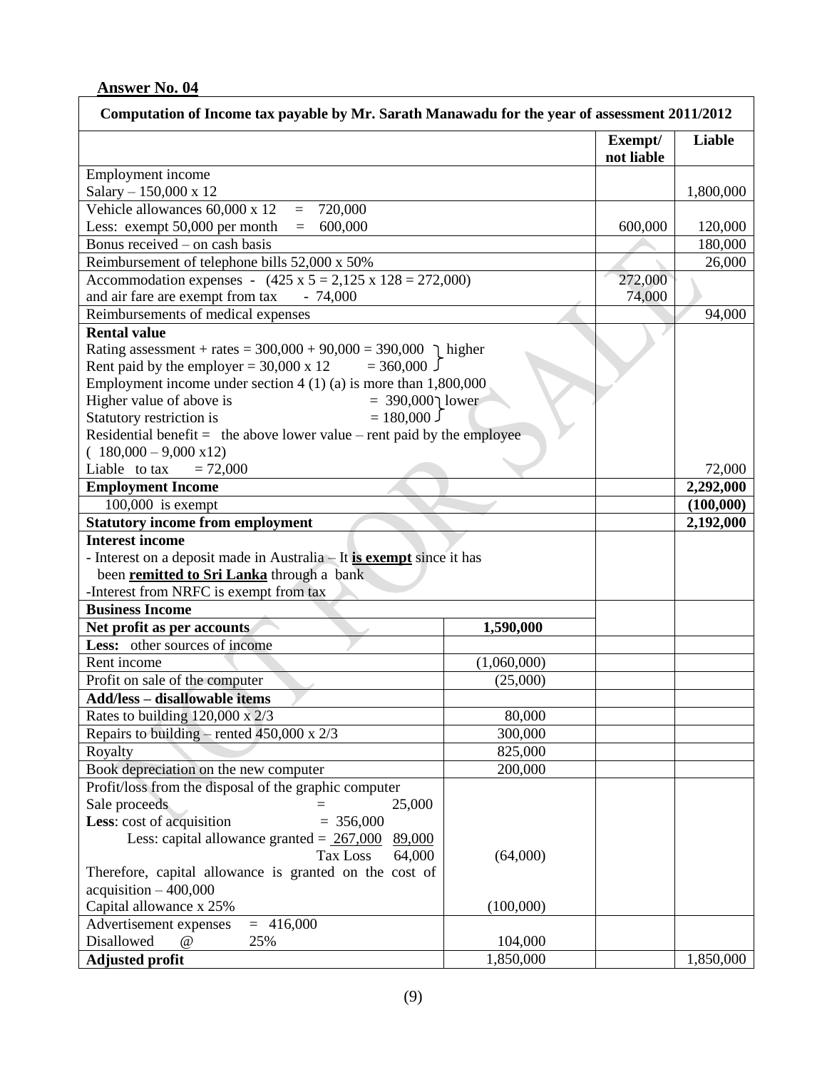## Answer No. 04

| Computation of Income tax payable by Mr. Sarath Manawadu for the year of assessment 2011/2012 | | Exempt/ not liable | Liable |
|---|---|---|---|
| Employment income<br>Salary – 150,000 x 12 | | | 1,800,000 |
| Vehicle allowances 60,000 x 12 = 720,000<br>Less: exempt 50,000 per month = 600,000 | | 600,000 | 120,000 |
| Bonus received – on cash basis | | | 180,000 |
| Reimbursement of telephone bills 52,000 x 50% | | | 26,000 |
| Accommodation expenses - (425 x 5 = 2,125 x 128 = 272,000)<br>and air fare are exempt from tax - 74,000 | | 272,000<br>74,000 | |
| Reimbursements of medical expenses | | | 94,000 |
| **Rental value**<br>Rating assessment + rates = 300,000 + 90,000 = 390,000 } higher<br>Rent paid by the employer = 30,000 x 12 = 360,000<br>Employment income under section 4 (1) (a) is more than 1,800,000<br>Higher value of above is = 390,000 } lower<br>Statutory restriction is = 180,000<br>Residential benefit = the above lower value – rent paid by the employee<br>( 180,000 – 9,000 x12)<br>Liable to tax = 72,000 | | | 72,000 |
| **Employment Income** | | | **2,292,000** |
| 100,000 is exempt | | | **(100,000)** |
| **Statutory income from employment** | | | **2,192,000** |
| **Interest income**<br>- Interest on a deposit made in Australia – It **is exempt** since it has been **remitted to Sri Lanka** through a bank<br>-Interest from NRFC is exempt from tax | | | |
| **Business Income** | | | |
| **Net profit as per accounts** | **1,590,000** | | |
| **Less:** other sources of income | | | |
| Rent income | (1,060,000) | | |
| Profit on sale of the computer | (25,000) | | |
| **Add/less – disallowable items** | | | |
| Rates to building 120,000 x 2/3 | 80,000 | | |
| Repairs to building – rented 450,000 x 2/3 | 300,000 | | |
| Royalty | 825,000 | | |
| Book depreciation on the new computer | 200,000 | | |
| Profit/loss from the disposal of the graphic computer<br>Sale proceeds = 25,000<br>**Less**: cost of acquisition = 356,000<br>Less: capital allowance granted = 267,000 89,000<br>Tax Loss 64,000<br>Therefore, capital allowance is granted on the cost of acquisition – 400,000<br>Capital allowance x 25% | (64,000)<br><br>(100,000) | | |
| Advertisement expenses = 416,000<br>Disallowed @ 25% | 104,000 | | |
| **Adjusted profit** | 1,850,000 | | 1,850,000 |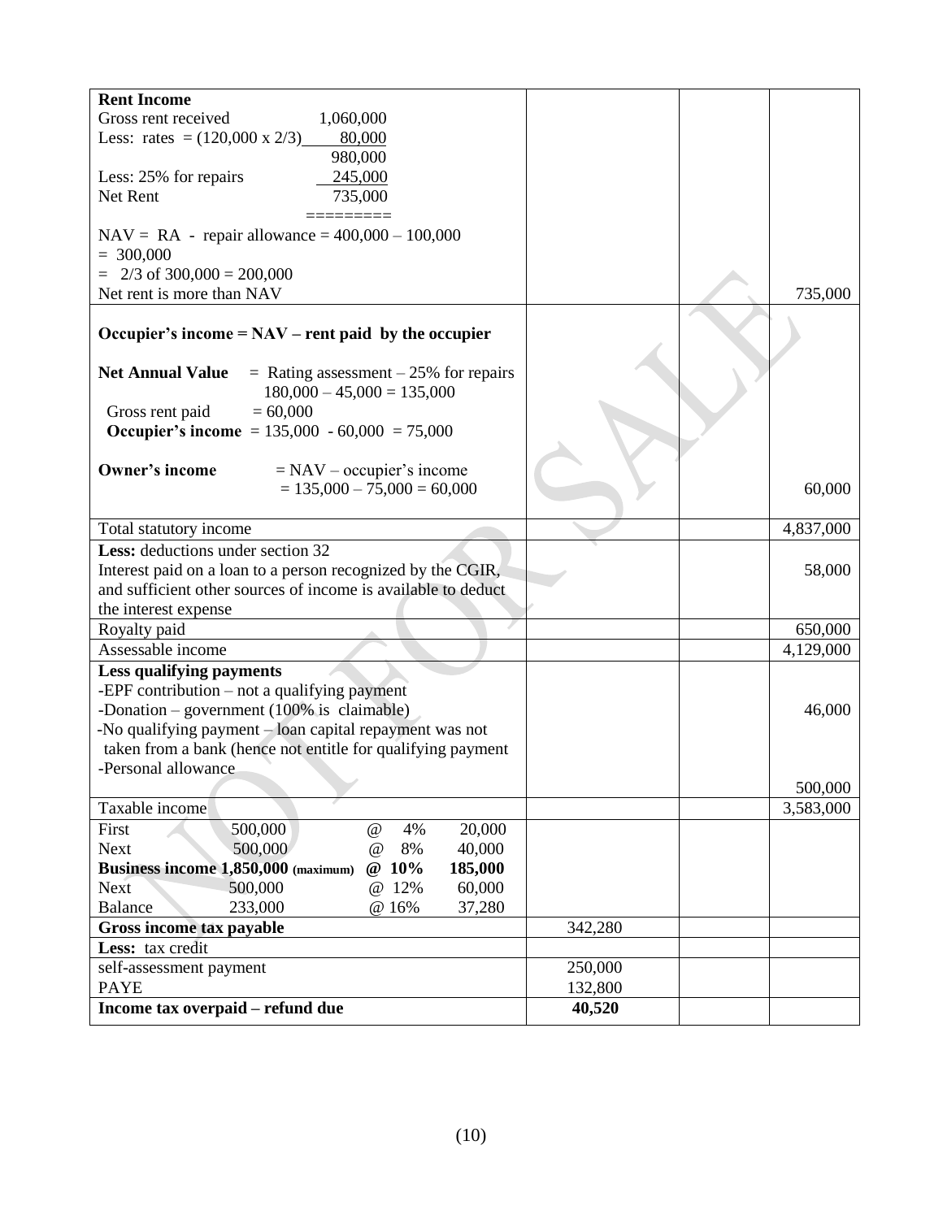| | | | |
|---|---|---|---|
| **Rent Income**<br>Gross rent received 1,060,000<br>Less: rates = (120,000 x 2/3) 80,000<br>980,000<br>Less: 25% for repairs 245,000<br>Net Rent 735,000<br>=========<br>NAV = RA - repair allowance = 400,000 – 100,000<br>= 300,000<br>= 2/3 of 300,000 = 200,000<br>Net rent is more than NAV | | | 735,000 |
| **Occupier's income = NAV – rent paid by the occupier**<br><br>**Net Annual Value** = Rating assessment – 25% for repairs<br>180,000 – 45,000 = 135,000<br>Gross rent paid = 60,000<br>**Occupier's income** = 135,000 - 60,000 = 75,000<br><br>**Owner's income** = NAV – occupier's income<br>= 135,000 – 75,000 = 60,000 | | | 60,000 |
| Total statutory income | | | 4,837,000 |
| **Less:** deductions under section 32<br>Interest paid on a loan to a person recognized by the CGIR, and sufficient other sources of income is available to deduct the interest expense | | | 58,000 |
| Royalty paid | | | 650,000 |
| Assessable income | | | 4,129,000 |
| **Less qualifying payments**<br>-EPF contribution – not a qualifying payment<br>-Donation – government (100% is claimable)<br>-No qualifying payment – loan capital repayment was not taken from a bank (hence not entitle for qualifying payment<br>-Personal allowance | | | 46,000<br><br><br><br>500,000 |
| Taxable income | | | 3,583,000 |
| First 500,000 @ 4% 20,000<br>Next 500,000 @ 8% 40,000<br>**Business income 1,850,000** (maximum) **@ 10% 185,000**<br>Next 500,000 @ 12% 60,000<br>Balance 233,000 @ 16% 37,280 | | | |
| **Gross income tax payable** | 342,280 | | |
| **Less:** tax credit | | | |
| self-assessment payment<br>PAYE | 250,000<br>132,800 | | |
| **Income tax overpaid – refund due** | **40,520** | | |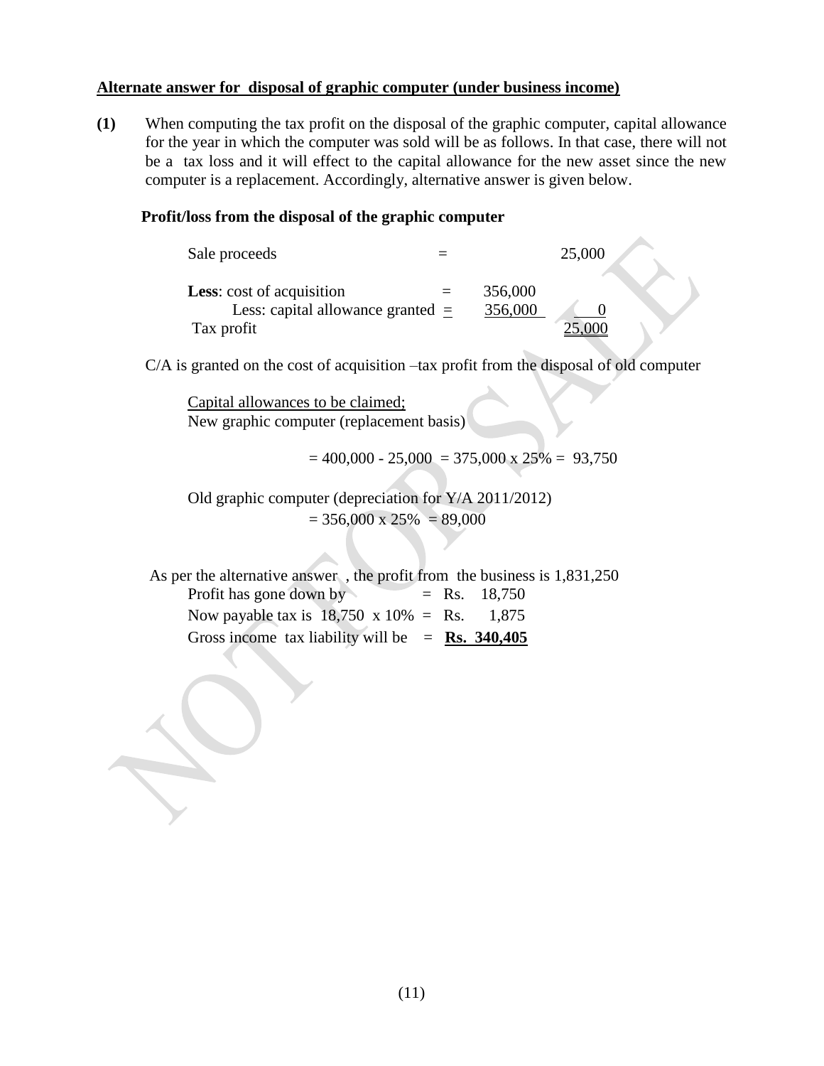**Alternate answer for disposal of graphic computer (under business income)**

**(1)** When computing the tax profit on the disposal of the graphic computer, capital allowance for the year in which the computer was sold will be as follows. In that case, there will not be a tax loss and it will effect to the capital allowance for the new asset since the new computer is a replacement. Accordingly, alternative answer is given below.

**Profit/loss from the disposal of the graphic computer**

| | | | |
|---|---|---|---|
| Sale proceeds | = | | 25,000 |
| **Less**: cost of acquisition | = | 356,000 | |
| Less: capital allowance granted | = | 356,000 | 0 |
| Tax profit | | | 25,000 |

C/A is granted on the cost of acquisition –tax profit from the disposal of old computer

Capital allowances to be claimed;
New graphic computer (replacement basis)

= 400,000 - 25,000 = 375,000 x 25% = 93,750

Old graphic computer (depreciation for Y/A 2011/2012)
= 356,000 x 25% = 89,000

As per the alternative answer , the profit from the business is 1,831,250

| | | |
|---|---|---|
| Profit has gone down by | = | Rs. 18,750 |
| Now payable tax is 18,750 x 10% | = | Rs. 1,875 |
| Gross income tax liability will be | = | **Rs. 340,405** |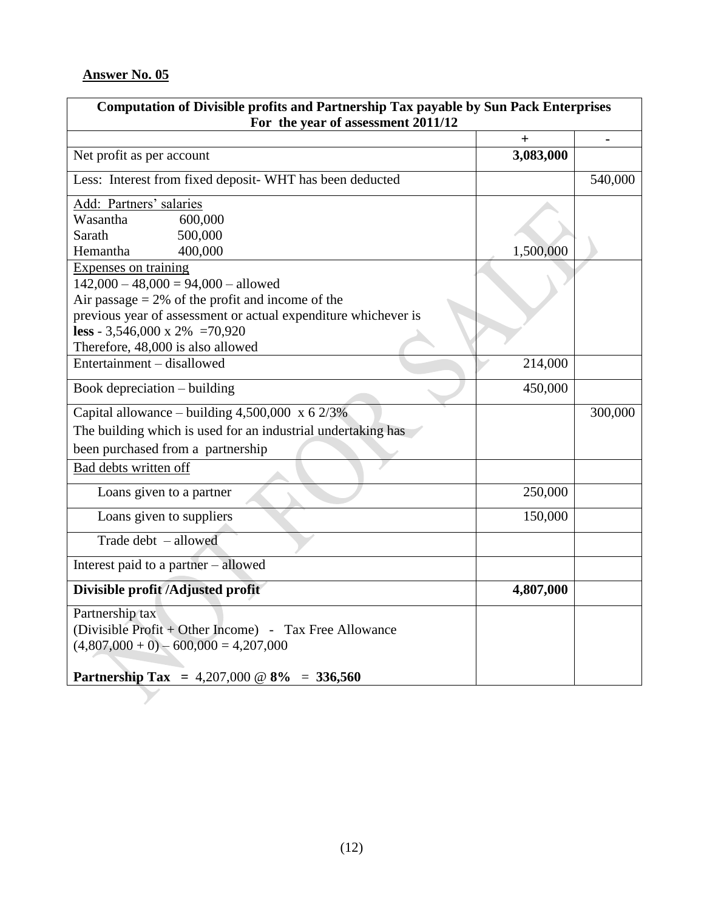## Answer No. 05

| Computation of Divisible profits and Partnership Tax payable by Sun Pack Enterprises For the year of assessment 2011/12 | | |
|---|---|---|
| | + | - |
| Net profit as per account | **3,083,000** | |
| Less: Interest from fixed deposit- WHT has been deducted | | 540,000 |
| Add: Partners' salaries<br>Wasantha 600,000<br>Sarath 500,000<br>Hemantha 400,000 | 1,500,000 | |
| Expenses on training<br>142,000 – 48,000 = 94,000 – allowed<br>Air passage = 2% of the profit and income of the previous year of assessment or actual expenditure whichever is **less** - 3,546,000 x 2% =70,920<br>Therefore, 48,000 is also allowed | | |
| Entertainment – disallowed | 214,000 | |
| Book depreciation – building | 450,000 | |
| Capital allowance – building 4,500,000 x 6 2/3%<br>The building which is used for an industrial undertaking has been purchased from a partnership | | 300,000 |
| Bad debts written off | | |
| Loans given to a partner | 250,000 | |
| Loans given to suppliers | 150,000 | |
| Trade debt – allowed | | |
| Interest paid to a partner – allowed | | |
| **Divisible profit /Adjusted profit** | **4,807,000** | |
| Partnership tax<br>(Divisible Profit + Other Income) - Tax Free Allowance<br>(4,807,000 + 0) – 600,000 = 4,207,000<br><br>**Partnership Tax =** 4,207,000 @ **8%** = **336,560** | | |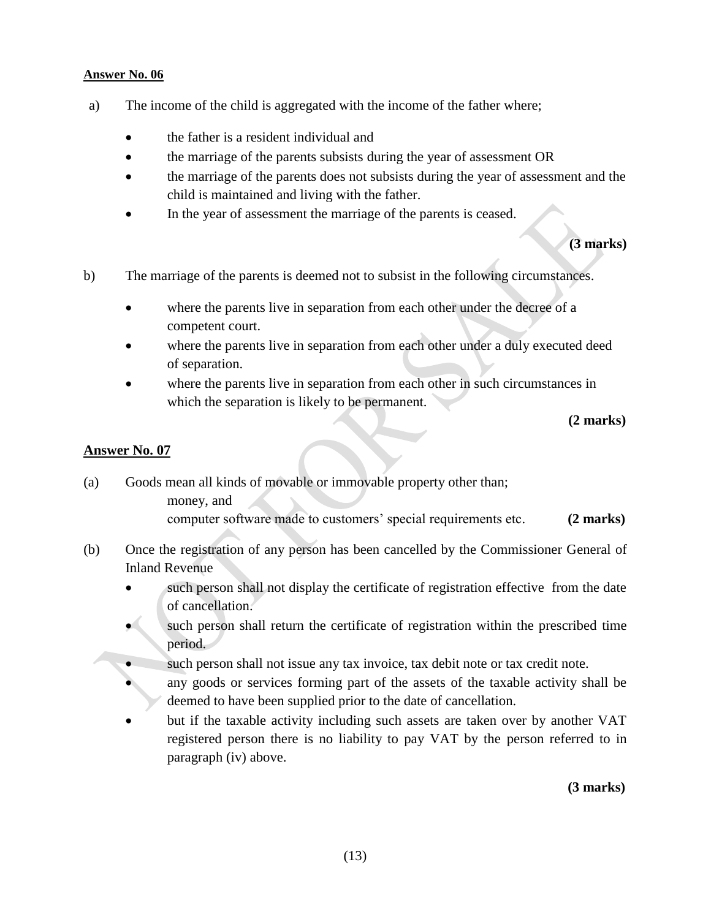**Answer No. 06**

a) The income of the child is aggregated with the income of the father where;

- the father is a resident individual and
- the marriage of the parents subsists during the year of assessment OR
- the marriage of the parents does not subsists during the year of assessment and the child is maintained and living with the father.
- In the year of assessment the marriage of the parents is ceased.

**(3 marks)**

b) The marriage of the parents is deemed not to subsist in the following circumstances.

- where the parents live in separation from each other under the decree of a competent court.
- where the parents live in separation from each other under a duly executed deed of separation.
- where the parents live in separation from each other in such circumstances in which the separation is likely to be permanent.

**(2 marks)**

**Answer No. 07**

(a) Goods mean all kinds of movable or immovable property other than;

money, and

computer software made to customers' special requirements etc. **(2 marks)**

(b) Once the registration of any person has been cancelled by the Commissioner General of Inland Revenue

- such person shall not display the certificate of registration effective from the date of cancellation.
- such person shall return the certificate of registration within the prescribed time period.
- such person shall not issue any tax invoice, tax debit note or tax credit note.
- any goods or services forming part of the assets of the taxable activity shall be deemed to have been supplied prior to the date of cancellation.
- but if the taxable activity including such assets are taken over by another VAT registered person there is no liability to pay VAT by the person referred to in paragraph (iv) above.

**(3 marks)**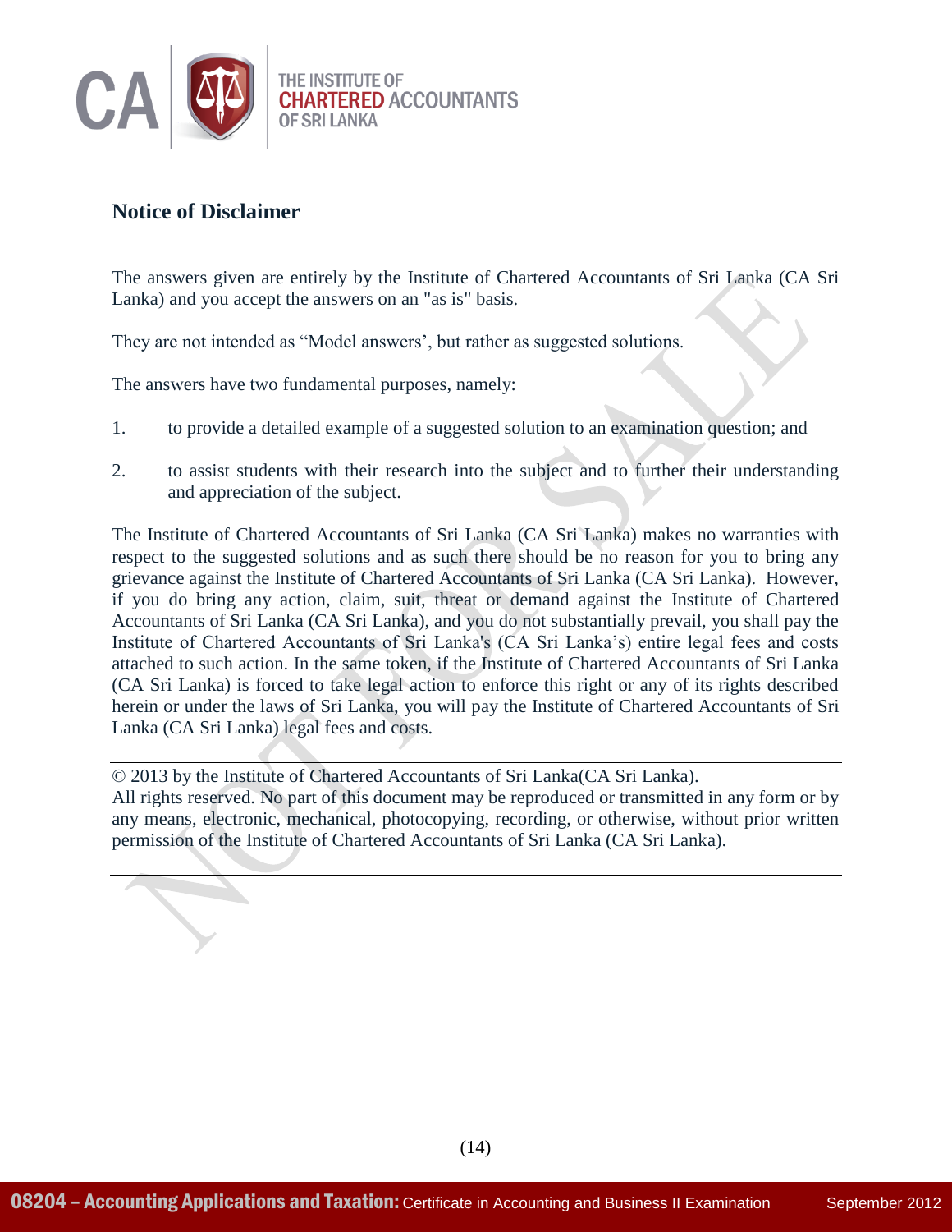# Notice of Disclaimer

The answers given are entirely by the Institute of Chartered Accountants of Sri Lanka (CA Sri Lanka) and you accept the answers on an "as is" basis.

They are not intended as "Model answers', but rather as suggested solutions.

The answers have two fundamental purposes, namely:

1. to provide a detailed example of a suggested solution to an examination question; and

2. to assist students with their research into the subject and to further their understanding and appreciation of the subject.

The Institute of Chartered Accountants of Sri Lanka (CA Sri Lanka) makes no warranties with respect to the suggested solutions and as such there should be no reason for you to bring any grievance against the Institute of Chartered Accountants of Sri Lanka (CA Sri Lanka). However, if you do bring any action, claim, suit, threat or demand against the Institute of Chartered Accountants of Sri Lanka (CA Sri Lanka), and you do not substantially prevail, you shall pay the Institute of Chartered Accountants of Sri Lanka's (CA Sri Lanka's) entire legal fees and costs attached to such action. In the same token, if the Institute of Chartered Accountants of Sri Lanka (CA Sri Lanka) is forced to take legal action to enforce this right or any of its rights described herein or under the laws of Sri Lanka, you will pay the Institute of Chartered Accountants of Sri Lanka (CA Sri Lanka) legal fees and costs.

---

© 2013 by the Institute of Chartered Accountants of Sri Lanka(CA Sri Lanka).
All rights reserved. No part of this document may be reproduced or transmitted in any form or by any means, electronic, mechanical, photocopying, recording, or otherwise, without prior written permission of the Institute of Chartered Accountants of Sri Lanka (CA Sri Lanka).

---